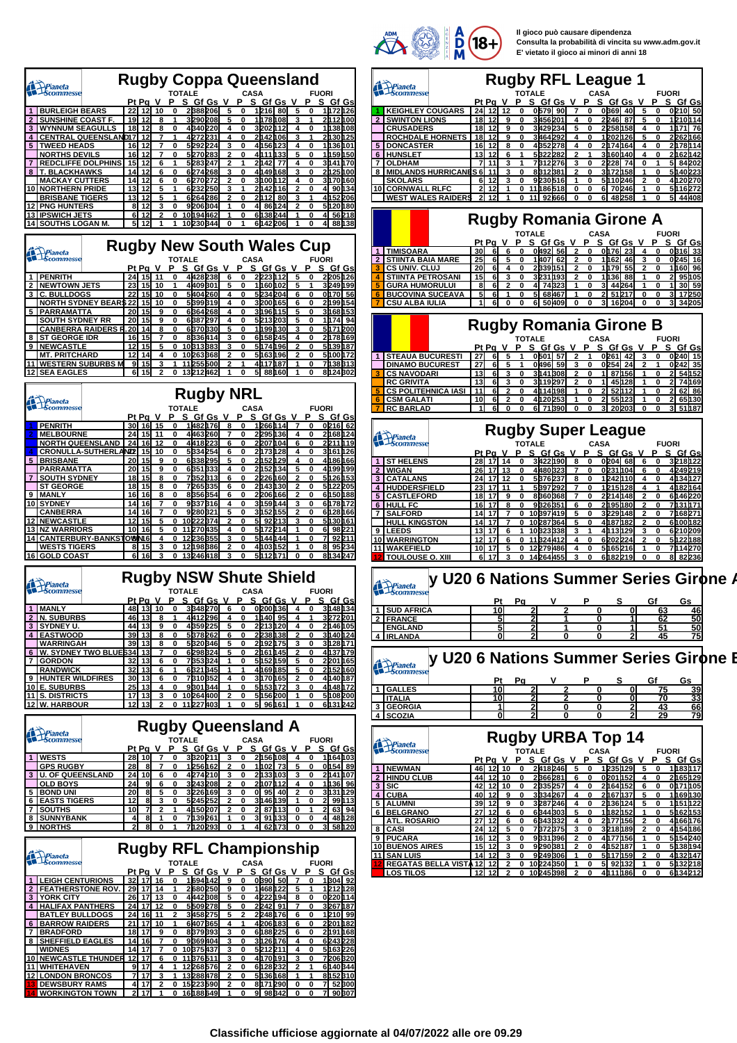Il gioco può causare dipendenza
Consulta la probabilità di vincita su www.adm.gov.it
E' vietato il gioco ai minori di anni 18

## Rugby Coppa Queensland

| | | TOTALE | | | | | | | CASA | | | | | FUORI | | | | |
|---|---|---|---|---|---|---|---|---|---|---|---|---|---|---|---|---|---|---|
| | | Pt | Pg | V | P | S | Gf | Gs | V | P | S | Gf | Gs | V | P | S | Gf | Gs |
| 1 | BURLEIGH BEARS | 22 | 12 | 10 | 0 | 2 | 388 | 206 | 5 | 0 | 1 | 216 | 80 | 5 | 0 | 1 | 172 | 126 |
| 2 | SUNSHINE COAST F. | 19 | 12 | 8 | 1 | 3 | 290 | 208 | 5 | 0 | 1 | 178 | 108 | 3 | 1 | 2 | 112 | 100 |
| 3 | WYNNUM SEAGULLS | 18 | 12 | 8 | 0 | 4 | 340 | 220 | 4 | 0 | 2 | 202 | 112 | 4 | 0 | 1 | 138 | 108 |
| 4 | CENTRAL QUEENSLAND | 17 | 12 | 7 | 1 | 4 | 272 | 231 | 4 | 0 | 2 | 142 | 106 | 3 | 1 | 2 | 130 | 125 |
| 5 | TWEED HEADS | 16 | 12 | 7 | 0 | 5 | 292 | 224 | 3 | 0 | 4 | 156 | 123 | 4 | 0 | 1 | 136 | 101 |
| | NORTHS DEVILS | 16 | 12 | 7 | 0 | 5 | 270 | 283 | 2 | 0 | 4 | 111 | 133 | 5 | 0 | 1 | 159 | 150 |
| 7 | REDCLIFFE DOLPHINS | 15 | 12 | 6 | 1 | 5 | 283 | 247 | 2 | 1 | 2 | 142 | 77 | 4 | 0 | 3 | 141 | 170 |
| 8 | T. BLACKHAWKS | 14 | 12 | 6 | 0 | 6 | 274 | 268 | 3 | 0 | 4 | 149 | 168 | 3 | 0 | 2 | 125 | 100 |
| | MACKAY CUTTERS | 14 | 12 | 6 | 0 | 6 | 270 | 272 | 2 | 0 | 3 | 100 | 112 | 4 | 0 | 3 | 170 | 160 |
| 10 | NORTHERN PRIDE | 13 | 12 | 5 | 1 | 6 | 232 | 250 | 3 | 1 | 2 | 142 | 116 | 2 | 0 | 4 | 90 | 134 |
| | BRISBANE TIGERS | 13 | 12 | 5 | 1 | 6 | 264 | 286 | 2 | 0 | 2 | 112 | 80 | 3 | 1 | 4 | 152 | 206 |
| 12 | PNG HUNTERS | 8 | 12 | 3 | 0 | 9 | 206 | 304 | 1 | 0 | 4 | 86 | 124 | 2 | 0 | 5 | 120 | 180 |
| 13 | IPSWICH JETS | 6 | 12 | 2 | 0 | 10 | 194 | 462 | 1 | 0 | 6 | 138 | 244 | 1 | 0 | 4 | 56 | 218 |
| 14 | SOUTHS LOGAN M. | 5 | 12 | 1 | 1 | 10 | 230 | 344 | 0 | 1 | 6 | 142 | 206 | 1 | 0 | 4 | 88 | 138 |

## Rugby New South Wales Cup

| | | TOTALE | | | | | | | CASA | | | | | FUORI | | | | |
|---|---|---|---|---|---|---|---|---|---|---|---|---|---|---|---|---|---|---|
| | | Pt | Pg | V | P | S | Gf | Gs | V | P | S | Gf | Gs | V | P | S | Gf | Gs |
| 1 | PENRITH | 24 | 15 | 11 | 0 | 4 | 428 | 238 | 6 | 0 | 2 | 223 | 112 | 5 | 0 | 2 | 205 | 126 |
| 2 | NEWTOWN JETS | 23 | 15 | 10 | 1 | 4 | 409 | 301 | 5 | 0 | 1 | 160 | 102 | 5 | 1 | 3 | 249 | 199 |
| 3 | C. BULLDOGS | 22 | 15 | 10 | 0 | 5 | 404 | 260 | 4 | 0 | 5 | 234 | 204 | 6 | 0 | 0 | 170 | 56 |
| | NORTH SYDNEY BEARS | 22 | 15 | 10 | 0 | 5 | 399 | 319 | 4 | 0 | 3 | 200 | 165 | 6 | 0 | 2 | 199 | 154 |
| 5 | PARRAMATTA | 20 | 15 | 9 | 0 | 6 | 364 | 268 | 4 | 0 | 3 | 196 | 115 | 5 | 0 | 3 | 168 | 153 |
| | SOUTH SYDNEY RR | 20 | 15 | 9 | 0 | 6 | 387 | 297 | 4 | 0 | 5 | 213 | 203 | 5 | 0 | 1 | 174 | 94 |
| | CANBERRA RAIDERS R. | 20 | 14 | 8 | 0 | 6 | 370 | 330 | 5 | 0 | 1 | 199 | 130 | 3 | 0 | 5 | 171 | 200 |
| 8 | ST GEORGE IDR | 16 | 15 | 7 | 0 | 8 | 336 | 414 | 3 | 0 | 6 | 158 | 245 | 4 | 0 | 2 | 178 | 169 |
| 9 | NEWCASTLE | 12 | 15 | 5 | 0 | 10 | 313 | 383 | 3 | 0 | 5 | 174 | 196 | 2 | 0 | 5 | 139 | 187 |
| | MT. PRITCHARD | 12 | 14 | 4 | 0 | 10 | 263 | 368 | 2 | 0 | 5 | 163 | 196 | 2 | 0 | 5 | 100 | 172 |
| 11 | WESTERN SUBURBS M. | 9 | 15 | 3 | 1 | 11 | 255 | 500 | 2 | 1 | 4 | 117 | 187 | 1 | 0 | 7 | 138 | 313 |
| 12 | SEA EAGLES | 6 | 15 | 2 | 0 | 13 | 212 | 462 | 1 | 0 | 5 | 88 | 160 | 1 | 0 | 8 | 124 | 302 |

## Rugby NRL

| | | TOTALE | | | | | | | CASA | | | | | FUORI | | | | |
|---|---|---|---|---|---|---|---|---|---|---|---|---|---|---|---|---|---|---|
| | | Pt | Pg | V | P | S | Gf | Gs | V | P | S | Gf | Gs | V | P | S | Gf | Gs |
| 1 | PENRITH | 30 | 16 | 15 | 0 | 1 | 482 | 176 | 8 | 0 | 1 | 266 | 114 | 7 | 0 | 0 | 216 | 62 |
| 2 | MELBOURNE | 24 | 15 | 11 | 0 | 4 | 463 | 260 | 7 | 0 | 2 | 295 | 136 | 4 | 0 | 2 | 168 | 124 |
| | NORTH QUEENSLAND | 24 | 16 | 12 | 0 | 4 | 418 | 223 | 6 | 0 | 2 | 207 | 104 | 6 | 0 | 2 | 211 | 119 |
| 4 | CRONULLA-SUTHERLAND | 22 | 15 | 10 | 0 | 5 | 334 | 254 | 6 | 0 | 2 | 173 | 128 | 4 | 0 | 3 | 161 | 126 |
| 5 | BRISBANE | 20 | 15 | 9 | 0 | 6 | 338 | 295 | 5 | 0 | 2 | 152 | 129 | 4 | 0 | 4 | 186 | 166 |
| | PARRAMATTA | 20 | 15 | 9 | 0 | 6 | 351 | 333 | 4 | 0 | 2 | 152 | 134 | 5 | 0 | 4 | 199 | 199 |
| 7 | SOUTH SYDNEY | 18 | 15 | 8 | 0 | 7 | 352 | 313 | 6 | 0 | 3 | 226 | 160 | 2 | 0 | 5 | 126 | 153 |
| | ST GEORGE | 18 | 15 | 8 | 0 | 7 | 265 | 335 | 6 | 0 | 2 | 143 | 130 | 2 | 0 | 5 | 122 | 205 |
| 9 | MANLY | 16 | 16 | 8 | 0 | 8 | 356 | 354 | 6 | 0 | 2 | 206 | 166 | 2 | 0 | 6 | 150 | 188 |
| 10 | SYDNEY | 14 | 16 | 7 | 0 | 9 | 337 | 316 | 4 | 0 | 3 | 159 | 144 | 3 | 0 | 6 | 178 | 172 |
| | CANBERRA | 14 | 16 | 7 | 0 | 9 | 280 | 321 | 5 | 0 | 3 | 152 | 155 | 2 | 0 | 6 | 128 | 166 |
| 12 | NEWCASTLE | 12 | 15 | 5 | 0 | 10 | 222 | 374 | 2 | 0 | 5 | 92 | 213 | 3 | 0 | 5 | 130 | 161 |
| 13 | NZ WARRIORS | 10 | 16 | 5 | 0 | 11 | 270 | 435 | 4 | 0 | 5 | 172 | 214 | 1 | 0 | 6 | 98 | 221 |
| 14 | CANTERBURY-BANKSTOWN | 8 | 16 | 4 | 0 | 12 | 236 | 355 | 3 | 0 | 5 | 144 | 144 | 1 | 0 | 7 | 92 | 211 |
| | WESTS TIGERS | 8 | 15 | 3 | 0 | 12 | 198 | 386 | 2 | 0 | 4 | 103 | 152 | 1 | 0 | 8 | 95 | 234 |
| 16 | GOLD COAST | 6 | 16 | 3 | 0 | 13 | 246 | 418 | 3 | 0 | 5 | 112 | 171 | 0 | 0 | 8 | 134 | 247 |

## Rugby NSW Shute Shield

| | | TOTALE | | | | | | | CASA | | | | | FUORI | | | | |
|---|---|---|---|---|---|---|---|---|---|---|---|---|---|---|---|---|---|---|
| | | Pt | Pg | V | P | S | Gf | Gs | V | P | S | Gf | Gs | V | P | S | Gf | Gs |
| 1 | MANLY | 48 | 13 | 10 | 0 | 3 | 348 | 270 | 6 | 0 | 0 | 200 | 136 | 4 | 0 | 3 | 148 | 134 |
| 2 | N. SUBURBS | 46 | 13 | 8 | 1 | 4 | 412 | 296 | 4 | 0 | 1 | 140 | 95 | 4 | 1 | 3 | 272 | 201 |
| 3 | SYDNEY U. | 44 | 13 | 9 | 0 | 4 | 359 | 225 | 5 | 0 | 2 | 213 | 120 | 4 | 0 | 2 | 146 | 105 |
| 4 | EASTWOOD | 39 | 13 | 8 | 0 | 5 | 378 | 262 | 6 | 0 | 2 | 238 | 138 | 2 | 0 | 3 | 140 | 124 |
| | WARRINGAH | 39 | 13 | 8 | 0 | 5 | 320 | 346 | 5 | 0 | 2 | 192 | 175 | 3 | 0 | 3 | 128 | 171 |
| 6 | W. SYDNEY TWO BLUES | 34 | 13 | 7 | 0 | 6 | 298 | 324 | 5 | 0 | 2 | 161 | 145 | 2 | 0 | 4 | 137 | 179 |
| 7 | GORDON | 32 | 13 | 6 | 0 | 7 | 353 | 324 | 1 | 0 | 5 | 152 | 159 | 5 | 0 | 2 | 201 | 165 |
| | RANDWICK | 32 | 13 | 6 | 1 | 6 | 321 | 345 | 1 | 1 | 4 | 169 | 185 | 5 | 0 | 2 | 152 | 160 |
| 9 | HUNTER WILDFIRES | 30 | 13 | 6 | 0 | 7 | 310 | 352 | 4 | 0 | 3 | 170 | 165 | 2 | 0 | 4 | 140 | 187 |
| 10 | E. SUBURBS | 25 | 13 | 4 | 0 | 9 | 301 | 344 | 1 | 0 | 5 | 153 | 172 | 3 | 0 | 4 | 148 | 172 |
| 11 | S. DISTRICTS | 17 | 13 | 3 | 0 | 10 | 264 | 400 | 2 | 0 | 5 | 156 | 200 | 1 | 0 | 5 | 108 | 200 |
| 12 | W. HARBOUR | 12 | 13 | 2 | 0 | 11 | 227 | 403 | 1 | 0 | 5 | 96 | 161 | 1 | 0 | 6 | 131 | 242 |

## Rugby Queensland A

| | | TOTALE | | | | | | | CASA | | | | | FUORI | | | | |
|---|---|---|---|---|---|---|---|---|---|---|---|---|---|---|---|---|---|---|
| | | Pt | Pg | V | P | S | Gf | Gs | V | P | S | Gf | Gs | V | P | S | Gf | Gs |
| 1 | WESTS | 28 | 10 | 7 | 0 | 3 | 320 | 211 | 3 | 0 | 2 | 156 | 108 | 4 | 0 | 1 | 164 | 103 |
| | GPS RUGBY | 28 | 8 | 7 | 0 | 1 | 256 | 162 | 2 | 0 | 1 | 102 | 73 | 5 | 0 | 0 | 154 | 89 |
| 3 | U. OF QUEENSLAND | 24 | 10 | 6 | 0 | 4 | 274 | 210 | 3 | 0 | 2 | 133 | 103 | 3 | 0 | 2 | 141 | 107 |
| | OLD BOYS | 24 | 9 | 6 | 0 | 3 | 243 | 208 | 2 | 0 | 2 | 107 | 112 | 4 | 0 | 1 | 136 | 96 |
| 5 | BOND UNI | 20 | 8 | 5 | 0 | 3 | 226 | 169 | 3 | 0 | 0 | 95 | 40 | 2 | 0 | 3 | 131 | 129 |
| 6 | EASTS TIGERS | 12 | 8 | 3 | 0 | 5 | 245 | 252 | 2 | 0 | 3 | 146 | 139 | 1 | 0 | 2 | 99 | 113 |
| 7 | SOUTHS | 10 | 7 | 2 | 1 | 4 | 150 | 207 | 2 | 0 | 3 | 87 | 113 | 0 | 1 | 2 | 63 | 94 |
| 8 | SUNNYBANK | 4 | 8 | 1 | 0 | 7 | 139 | 261 | 1 | 0 | 3 | 91 | 133 | 0 | 0 | 4 | 48 | 128 |
| 9 | NORTHS | 2 | 8 | 0 | 1 | 7 | 120 | 293 | 0 | 1 | 4 | 62 | 173 | 0 | 0 | 3 | 58 | 120 |

## Rugby RFL Championship

| | | TOTALE | | | | | | | CASA | | | | | FUORI | | | | |
|---|---|---|---|---|---|---|---|---|---|---|---|---|---|---|---|---|---|---|
| | | Pt | Pg | V | P | S | Gf | Gs | V | P | S | Gf | Gs | V | P | S | Gf | Gs |
| 1 | LEIGH CENTURIONS | 32 | 17 | 16 | 0 | 1 | 694 | 142 | 9 | 0 | 0 | 390 | 50 | 7 | 0 | 1 | 304 | 92 |
| 2 | FEATHERSTONE ROV. | 29 | 17 | 14 | 1 | 2 | 680 | 250 | 9 | 0 | 1 | 468 | 122 | 5 | 1 | 1 | 212 | 128 |
| 3 | YORK CITY | 26 | 17 | 13 | 0 | 4 | 442 | 308 | 5 | 0 | 4 | 222 | 194 | 8 | 0 | 0 | 220 | 114 |
| 4 | HALIFAX PANTHERS | 24 | 17 | 12 | 0 | 5 | 509 | 278 | 5 | 0 | 2 | 242 | 91 | 7 | 0 | 3 | 267 | 187 |
| | BATLEY BULLDOGS | 24 | 16 | 11 | 2 | 3 | 458 | 275 | 5 | 2 | 2 | 248 | 176 | 6 | 0 | 1 | 210 | 99 |
| 6 | BARROW RAIDERS | 21 | 17 | 10 | 1 | 6 | 407 | 365 | 4 | 1 | 4 | 206 | 183 | 6 | 0 | 2 | 201 | 182 |
| 7 | BRADFORD | 18 | 17 | 9 | 0 | 8 | 379 | 393 | 3 | 0 | 6 | 188 | 225 | 6 | 0 | 2 | 191 | 168 |
| 8 | SHEFFIELD EAGLES | 14 | 16 | 7 | 0 | 9 | 369 | 404 | 3 | 0 | 3 | 126 | 176 | 4 | 0 | 6 | 243 | 228 |
| | WIDNES | 14 | 17 | 7 | 0 | 10 | 375 | 437 | 3 | 0 | 5 | 212 | 211 | 4 | 0 | 5 | 163 | 226 |
| 10 | NEWCASTLE THUNDER | 12 | 17 | 6 | 0 | 11 | 376 | 511 | 3 | 0 | 4 | 170 | 191 | 3 | 0 | 7 | 206 | 320 |
| 11 | WHITEHAVEN | 9 | 17 | 4 | 1 | 12 | 268 | 576 | 2 | 0 | 6 | 128 | 232 | 2 | 1 | 6 | 140 | 344 |
| 12 | LONDON BRONCOS | 7 | 17 | 3 | 1 | 13 | 288 | 478 | 2 | 0 | 5 | 136 | 168 | 1 | 1 | 8 | 152 | 310 |
| 13 | DEWSBURY RAMS | 4 | 17 | 2 | 0 | 15 | 223 | 590 | 2 | 0 | 8 | 171 | 290 | 0 | 0 | 7 | 52 | 300 |
| 14 | WORKINGTON TOWN | 2 | 17 | 1 | 0 | 16 | 188 | 649 | 1 | 0 | 9 | 98 | 342 | 0 | 0 | 7 | 90 | 307 |

## Rugby RFL League 1

| | | TOTALE | | | | | | | CASA | | | | | FUORI | | | | |
|---|---|---|---|---|---|---|---|---|---|---|---|---|---|---|---|---|---|---|
| | | Pt | Pg | V | P | S | Gf | Gs | V | P | S | Gf | Gs | V | P | S | Gf | Gs |
| 1 | KEIGHLEY COUGARS | 24 | 12 | 12 | 0 | 0 | 579 | 90 | 7 | 0 | 0 | 369 | 40 | 5 | 0 | 0 | 210 | 50 |
| 2 | SWINTON LIONS | 18 | 12 | 9 | 0 | 3 | 456 | 201 | 4 | 0 | 2 | 246 | 87 | 5 | 0 | 1 | 210 | 114 |
| | CRUSADERS | 18 | 12 | 9 | 0 | 3 | 429 | 234 | 5 | 0 | 2 | 258 | 158 | 4 | 0 | 1 | 171 | 76 |
| | ROCHDALE HORNETS | 18 | 12 | 9 | 0 | 3 | 464 | 292 | 4 | 0 | 1 | 202 | 126 | 5 | 0 | 2 | 262 | 166 |
| 5 | DONCASTER | 16 | 12 | 8 | 0 | 4 | 352 | 278 | 4 | 0 | 2 | 174 | 164 | 4 | 0 | 2 | 178 | 114 |
| 6 | HUNSLET | 13 | 12 | 6 | 1 | 5 | 322 | 282 | 2 | 1 | 3 | 160 | 140 | 4 | 0 | 2 | 162 | 142 |
| 7 | OLDHAM | 7 | 11 | 3 | 1 | 7 | 312 | 276 | 3 | 0 | 2 | 228 | 74 | 0 | 1 | 5 | 84 | 202 |
| 8 | MIDLANDS HURRICANES | 6 | 11 | 3 | 0 | 8 | 312 | 381 | 2 | 0 | 3 | 172 | 158 | 1 | 0 | 5 | 140 | 223 |
| | SKOLARS | 6 | 12 | 3 | 0 | 9 | 230 | 516 | 1 | 0 | 5 | 110 | 246 | 2 | 0 | 4 | 120 | 270 |
| 10 | CORNWALL RLFC | 2 | 12 | 1 | 0 | 11 | 186 | 518 | 0 | 0 | 6 | 70 | 246 | 1 | 0 | 5 | 116 | 272 |
| | WEST WALES RAIDERS | 2 | 12 | 1 | 0 | 11 | 92 | 666 | 0 | 0 | 6 | 48 | 258 | 1 | 0 | 5 | 44 | 408 |

## Rugby Romania Girone A

| | | TOTALE | | | | | | | CASA | | | | | FUORI | | | | |
|---|---|---|---|---|---|---|---|---|---|---|---|---|---|---|---|---|---|---|
| | | Pt | Pg | V | P | S | Gf | Gs | V | P | S | Gf | Gs | V | P | S | Gf | Gs |
| 1 | TIMISOARA | 30 | 6 | 6 | 0 | 0 | 492 | 56 | 2 | 0 | 0 | 176 | 23 | 4 | 0 | 0 | 316 | 33 |
| 2 | STIINTA BAIA MARE | 25 | 6 | 5 | 0 | 1 | 407 | 62 | 2 | 0 | 1 | 162 | 46 | 3 | 0 | 0 | 245 | 16 |
| 3 | CS UNIV. CLUJ | 20 | 6 | 4 | 0 | 2 | 339 | 151 | 2 | 0 | 1 | 179 | 55 | 2 | 0 | 1 | 160 | 96 |
| 4 | STIINTA PETROSANI | 15 | 6 | 3 | 0 | 3 | 231 | 193 | 2 | 0 | 1 | 136 | 88 | 1 | 0 | 2 | 95 | 105 |
| 5 | GURA HUMORULUI | 8 | 6 | 2 | 0 | 4 | 74 | 323 | 1 | 0 | 3 | 44 | 264 | 1 | 0 | 1 | 30 | 59 |
| 6 | BUCOVINA SUCEAVA | 5 | 6 | 1 | 0 | 5 | 68 | 467 | 1 | 0 | 2 | 51 | 217 | 0 | 0 | 3 | 17 | 250 |
| 7 | CSU ALBA IULIA | 1 | 6 | 0 | 0 | 6 | 50 | 409 | 0 | 0 | 3 | 16 | 204 | 0 | 0 | 3 | 34 | 205 |

## Rugby Romania Girone B

| | | TOTALE | | | | | | | CASA | | | | | FUORI | | | | |
|---|---|---|---|---|---|---|---|---|---|---|---|---|---|---|---|---|---|---|
| | | Pt | Pg | V | P | S | Gf | Gs | V | P | S | Gf | Gs | V | P | S | Gf | Gs |
| 1 | STEAUA BUCURESTI | 27 | 6 | 5 | 1 | 0 | 501 | 57 | 2 | 1 | 0 | 261 | 42 | 3 | 0 | 0 | 240 | 15 |
| | DINAMO BUCUREST | 27 | 6 | 5 | 1 | 0 | 496 | 59 | 3 | 0 | 0 | 254 | 24 | 2 | 1 | 0 | 242 | 35 |
| 3 | CS NAVODARI | 13 | 6 | 3 | 0 | 3 | 141 | 308 | 2 | 0 | 1 | 87 | 156 | 1 | 0 | 2 | 54 | 152 |
| | RC GRIVITA | 13 | 6 | 3 | 0 | 3 | 119 | 297 | 2 | 0 | 1 | 45 | 128 | 1 | 0 | 2 | 74 | 169 |
| 5 | CS POLITEHNICA IASI | 11 | 6 | 2 | 0 | 4 | 114 | 198 | 1 | 0 | 2 | 52 | 112 | 1 | 0 | 2 | 62 | 86 |
| 6 | CSM GALATI | 10 | 6 | 2 | 0 | 4 | 120 | 253 | 1 | 0 | 2 | 55 | 123 | 1 | 0 | 2 | 65 | 130 |
| 7 | RC BARLAD | 1 | 6 | 0 | 0 | 6 | 71 | 390 | 0 | 0 | 3 | 20 | 203 | 0 | 0 | 3 | 51 | 187 |

## Rugby Super League

| | | TOTALE | | | | | | | CASA | | | | | FUORI | | | | |
|---|---|---|---|---|---|---|---|---|---|---|---|---|---|---|---|---|---|---|
| | | Pt | Pg | V | P | S | Gf | Gs | V | P | S | Gf | Gs | V | P | S | Gf | Gs |
| 1 | ST HELENS | 28 | 17 | 14 | 0 | 3 | 422 | 190 | 8 | 0 | 0 | 204 | 68 | 6 | 0 | 3 | 218 | 122 |
| 2 | WIGAN | 26 | 17 | 13 | 0 | 4 | 480 | 323 | 7 | 0 | 0 | 231 | 104 | 6 | 0 | 4 | 249 | 219 |
| 3 | CATALANS | 24 | 17 | 12 | 0 | 5 | 376 | 237 | 8 | 0 | 1 | 242 | 110 | 4 | 0 | 4 | 134 | 127 |
| 4 | HUDDERSFIELD | 23 | 17 | 11 | 1 | 5 | 397 | 292 | 7 | 0 | 1 | 215 | 128 | 4 | 1 | 4 | 182 | 164 |
| 5 | CASTLEFORD | 18 | 17 | 9 | 0 | 8 | 360 | 368 | 7 | 0 | 2 | 214 | 148 | 2 | 0 | 6 | 146 | 220 |
| 6 | HULL FC | 16 | 17 | 8 | 0 | 9 | 326 | 351 | 6 | 0 | 2 | 195 | 180 | 2 | 0 | 7 | 131 | 171 |
| 7 | SALFORD | 14 | 17 | 7 | 0 | 10 | 397 | 419 | 5 | 0 | 3 | 229 | 148 | 2 | 0 | 7 | 168 | 271 |
| | HULL KINGSTON | 14 | 17 | 7 | 0 | 10 | 287 | 364 | 5 | 0 | 4 | 187 | 182 | 2 | 0 | 6 | 100 | 182 |
| 9 | LEEDS | 13 | 17 | 6 | 1 | 10 | 323 | 338 | 3 | 1 | 4 | 113 | 129 | 3 | 0 | 6 | 210 | 209 |
| 10 | WARRINGTON | 12 | 17 | 6 | 0 | 11 | 324 | 412 | 4 | 0 | 6 | 202 | 224 | 2 | 0 | 5 | 122 | 188 |
| 11 | WAKEFIELD | 10 | 17 | 5 | 0 | 12 | 279 | 486 | 4 | 0 | 5 | 165 | 216 | 1 | 0 | 7 | 114 | 270 |
| 12 | TOULOUSE O. XIII | 6 | 17 | 3 | 0 | 14 | 264 | 455 | 3 | 0 | 6 | 182 | 219 | 0 | 0 | 8 | 82 | 236 |

## Rugby U20 6 Nations Summer Series Girone A

| | | Pt | Pg | V | P | S | Gf | Gs |
|---|---|---|---|---|---|---|---|---|
| 1 | SUD AFRICA | 10 | 2 | 2 | 0 | 0 | 63 | 46 |
| 2 | FRANCE | 5 | 2 | 1 | 0 | 1 | 62 | 50 |
| | ENGLAND | 5 | 2 | 1 | 0 | 1 | 51 | 50 |
| 4 | IRLANDA | 0 | 2 | 0 | 0 | 2 | 45 | 75 |

## Rugby U20 6 Nations Summer Series Girone B

| | | Pt | Pg | V | P | S | Gf | Gs |
|---|---|---|---|---|---|---|---|---|
| 1 | GALLES | 10 | 2 | 2 | 0 | 0 | 75 | 39 |
| | ITALIA | 10 | 2 | 2 | 0 | 0 | 70 | 33 |
| 3 | GEORGIA | 1 | 2 | 0 | 0 | 2 | 43 | 66 |
| 4 | SCOZIA | 0 | 2 | 0 | 0 | 2 | 29 | 79 |

## Rugby URBA Top 14

| | | TOTALE | | | | | | | CASA | | | | | FUORI | | | | |
|---|---|---|---|---|---|---|---|---|---|---|---|---|---|---|---|---|---|---|
| | | Pt | Pg | V | P | S | Gf | Gs | V | P | S | Gf | Gs | V | P | S | Gf | Gs |
| 1 | NEWMAN | 46 | 12 | 10 | 0 | 2 | 418 | 246 | 5 | 0 | 1 | 235 | 129 | 5 | 0 | 1 | 183 | 117 |
| 2 | HINDU CLUB | 44 | 12 | 10 | 0 | 2 | 366 | 281 | 6 | 0 | 0 | 201 | 152 | 4 | 0 | 2 | 165 | 129 |
| 3 | SIC | 42 | 12 | 10 | 0 | 2 | 335 | 257 | 4 | 0 | 2 | 164 | 152 | 6 | 0 | 0 | 171 | 105 |
| 4 | CUBA | 40 | 12 | 9 | 0 | 3 | 334 | 267 | 4 | 0 | 2 | 165 | 137 | 5 | 0 | 1 | 169 | 130 |
| 5 | ALUMNI | 39 | 12 | 9 | 0 | 3 | 287 | 246 | 4 | 0 | 2 | 136 | 124 | 5 | 0 | 1 | 151 | 122 |
| 6 | BELGRANO | 27 | 12 | 6 | 0 | 6 | 344 | 303 | 5 | 0 | 1 | 182 | 152 | 1 | 0 | 5 | 162 | 151 |
| | ATL. ROSARIO | 27 | 12 | 6 | 0 | 6 | 343 | 332 | 4 | 0 | 2 | 177 | 156 | 2 | 0 | 4 | 166 | 176 |
| 8 | CASI | 24 | 12 | 5 | 0 | 7 | 372 | 375 | 3 | 0 | 3 | 218 | 189 | 2 | 0 | 4 | 154 | 186 |
| 9 | PUCARA | 16 | 12 | 3 | 0 | 9 | 331 | 396 | 2 | 0 | 4 | 177 | 156 | 1 | 0 | 5 | 154 | 240 |
| 10 | BUENOS AIRES | 15 | 12 | 3 | 0 | 9 | 290 | 381 | 2 | 0 | 4 | 152 | 187 | 1 | 0 | 5 | 138 | 194 |
| 11 | SAN LUIS | 14 | 12 | 3 | 0 | 9 | 249 | 306 | 1 | 0 | 5 | 117 | 159 | 2 | 0 | 4 | 132 | 147 |
| 12 | REGATAS BELLA VISTA | 12 | 12 | 2 | 0 | 10 | 224 | 350 | 1 | 0 | 5 | 92 | 132 | 1 | 0 | 5 | 132 | 218 |
| | LOS TILOS | 12 | 12 | 2 | 0 | 10 | 245 | 398 | 2 | 0 | 4 | 111 | 186 | 0 | 0 | 6 | 134 | 212 |

**Classifiche ufficiose aggiornate al 04/07/2022 alle ore 09.29**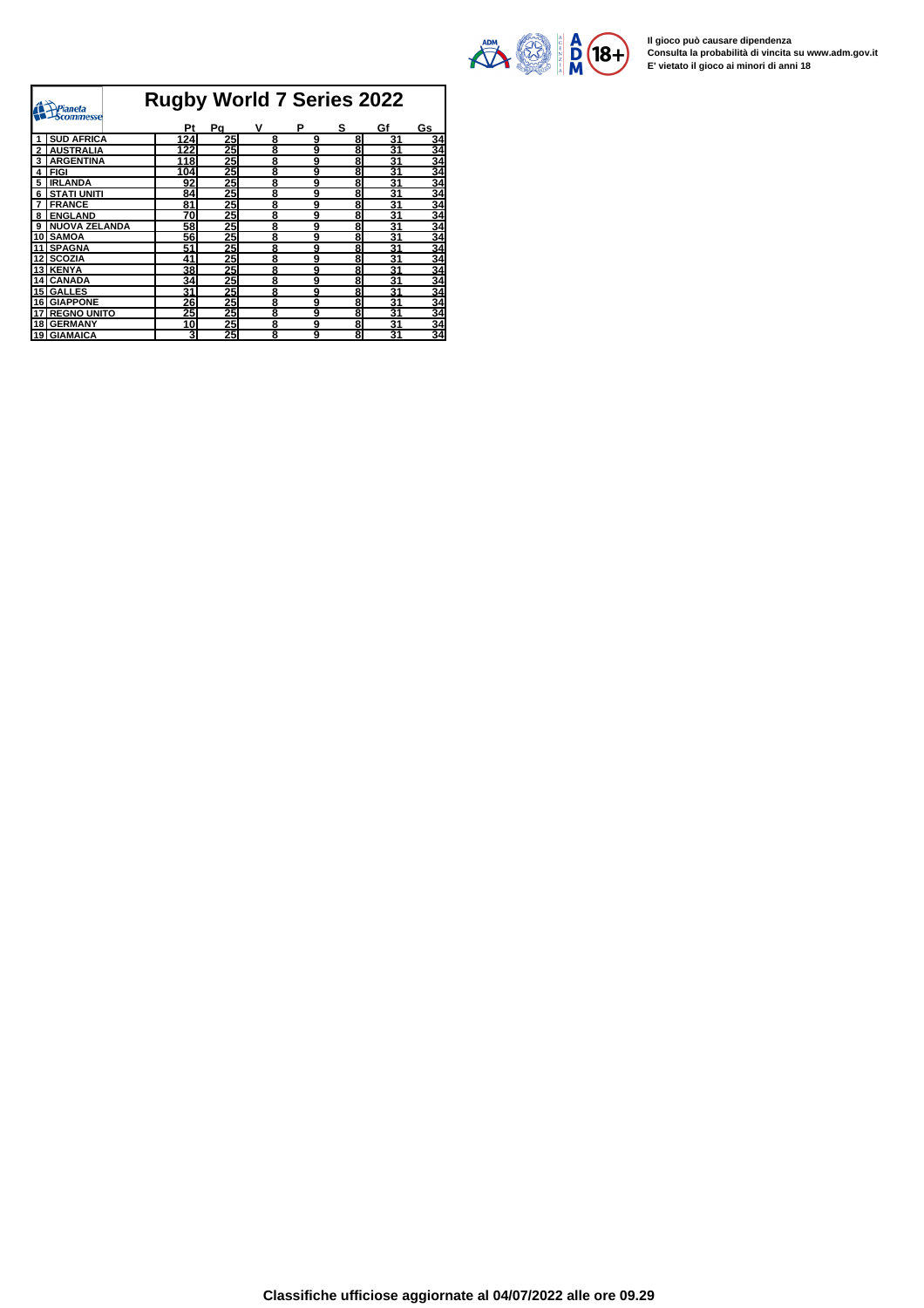Il gioco può causare dipendenza
Consulta la probabilità di vincita su www.adm.gov.it
E' vietato il gioco ai minori di anni 18

# Rugby World 7 Series 2022

| | | Pt | Pg | V | P | S | Gf | Gs |
|---|---|---|---|---|---|---|---|---|
| 1 | SUD AFRICA | 124 | 25 | 8 | 9 | 8 | 31 | 34 |
| 2 | AUSTRALIA | 122 | 25 | 8 | 9 | 8 | 31 | 34 |
| 3 | ARGENTINA | 118 | 25 | 8 | 9 | 8 | 31 | 34 |
| 4 | FIGI | 104 | 25 | 8 | 9 | 8 | 31 | 34 |
| 5 | IRLANDA | 92 | 25 | 8 | 9 | 8 | 31 | 34 |
| 6 | STATI UNITI | 84 | 25 | 8 | 9 | 8 | 31 | 34 |
| 7 | FRANCE | 81 | 25 | 8 | 9 | 8 | 31 | 34 |
| 8 | ENGLAND | 70 | 25 | 8 | 9 | 8 | 31 | 34 |
| 9 | NUOVA ZELANDA | 58 | 25 | 8 | 9 | 8 | 31 | 34 |
| 10 | SAMOA | 56 | 25 | 8 | 9 | 8 | 31 | 34 |
| 11 | SPAGNA | 51 | 25 | 8 | 9 | 8 | 31 | 34 |
| 12 | SCOZIA | 41 | 25 | 8 | 9 | 8 | 31 | 34 |
| 13 | KENYA | 38 | 25 | 8 | 9 | 8 | 31 | 34 |
| 14 | CANADA | 34 | 25 | 8 | 9 | 8 | 31 | 34 |
| 15 | GALLES | 31 | 25 | 8 | 9 | 8 | 31 | 34 |
| 16 | GIAPPONE | 26 | 25 | 8 | 9 | 8 | 31 | 34 |
| 17 | REGNO UNITO | 25 | 25 | 8 | 9 | 8 | 31 | 34 |
| 18 | GERMANY | 10 | 25 | 8 | 9 | 8 | 31 | 34 |
| 19 | GIAMAICA | 3 | 25 | 8 | 9 | 8 | 31 | 34 |

**Classifiche ufficiose aggiornate al 04/07/2022 alle ore 09.29**